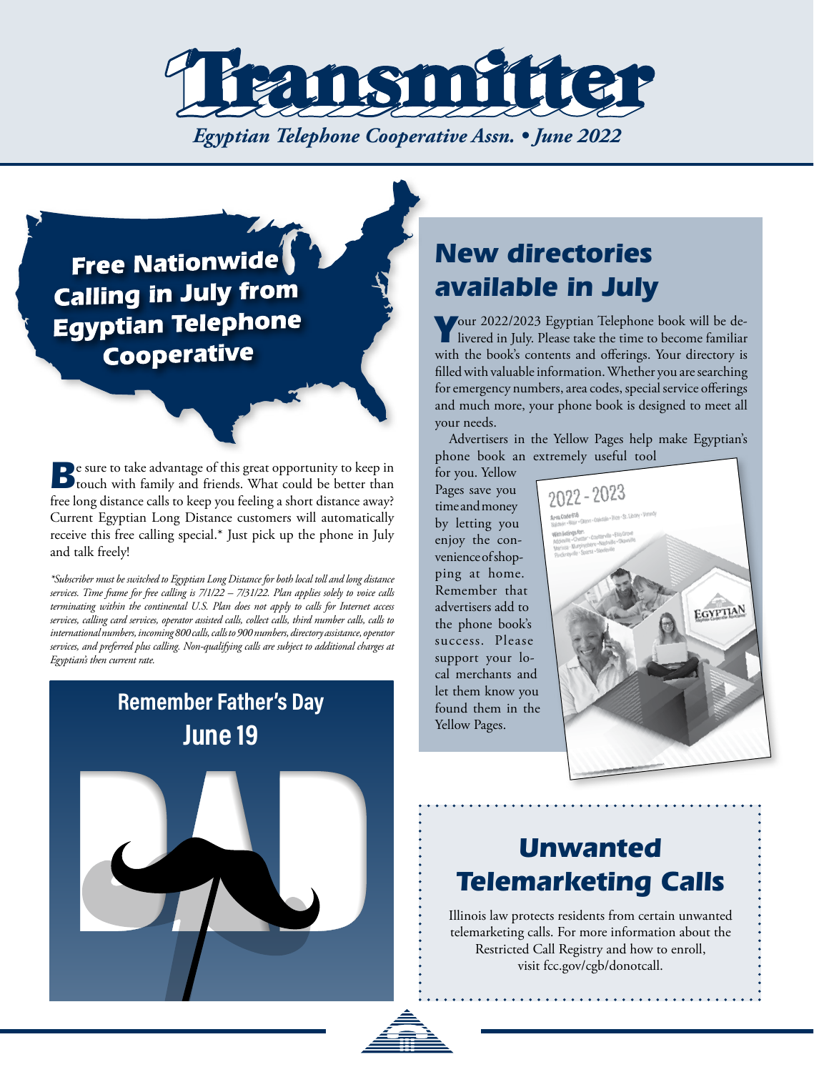# Transmitter

*Egyptian Telephone Cooperative Assn. • June 2022*

## Free Nationwide Calling in July from Egyptian Telephone Cooperative

Be sure to take advantage of this great opportunity to keep in touch with family and friends. What could be better than free long distance calls to keep you feeling a short distance away? Current Egyptian Long Distance customers will automatically receive this free calling special.* Just pick up the phone in July and talk freely!

*\*Subscriber must be switched to Egyptian Long Distance for both local toll and long distance services. Time frame for free calling is 7/1/22 – 7/31/22. Plan applies solely to voice calls terminating within the continental U.S. Plan does not apply to calls for Internet access services, calling card services, operator assisted calls, collect calls, third number calls, calls to international numbers, incoming 800 calls, calls to 900 numbers, directory assistance, operator services, and preferred plus calling. Non-qualifying calls are subject to additional charges at Egyptian's then current rate.*

## Remember Father's Day June 19

## New directories available in July

Your 2022/2023 Egyptian Telephone book will be delivered in July. Please take the time to become familiar with the book's contents and offerings. Your directory is filled with valuable information. Whether you are searching for emergency numbers, area codes, special service offerings and much more, your phone book is designed to meet all your needs.

Advertisers in the Yellow Pages help make Egyptian's phone book an extremely useful tool for you. Yellow Pages save you time and money by letting you enjoy the convenience of shopping at home. Remember that advertisers add to the phone book's success. Please support your local merchants and let them know you found them in the Yellow Pages.

## Unwanted Telemarketing Calls

Illinois law protects residents from certain unwanted telemarketing calls. For more information about the Restricted Call Registry and how to enroll, visit fcc.gov/cgb/donotcall.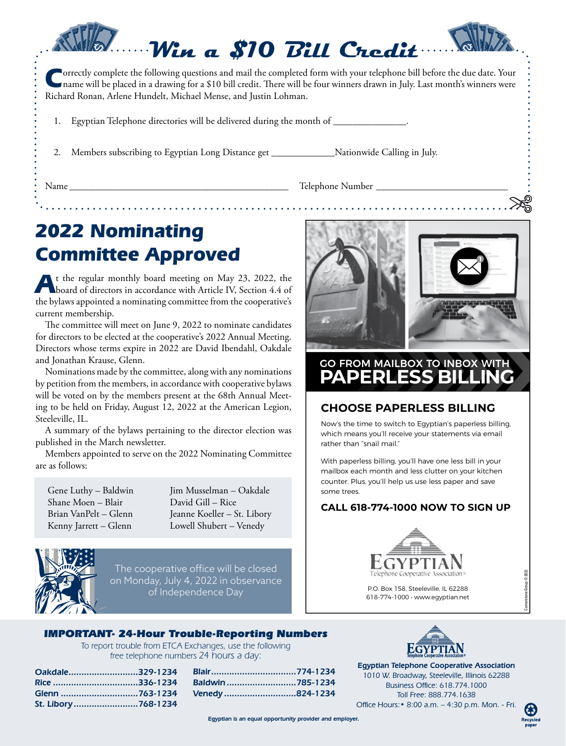# Win a $10 Bill Credit

Correctly complete the following questions and mail the completed form with your telephone bill before the due date. Your name will be placed in a drawing for a $10 bill credit. There will be four winners drawn in July. Last month's winners were Richard Ronan, Arlene Hundelt, Michael Mense, and Justin Lohman.

1. Egyptian Telephone directories will be delivered during the month of _______________.
2. Members subscribing to Egyptian Long Distance get _____________Nationwide Calling in July.

Name _______________________________________________ Telephone Number ___________________________

## 2022 Nominating Committee Approved

At the regular monthly board meeting on May 23, 2022, the board of directors in accordance with Article IV, Section 4.4 of the bylaws appointed a nominating committee from the cooperative's current membership.

The committee will meet on June 9, 2022 to nominate candidates for directors to be elected at the cooperative's 2022 Annual Meeting. Directors whose terms expire in 2022 are David Ibendahl, Oakdale and Jonathan Krause, Glenn.

Nominations made by the committee, along with any nominations by petition from the members, in accordance with cooperative bylaws will be voted on by the members present at the 68th Annual Meeting to be held on Friday, August 12, 2022 at the American Legion, Steeleville, IL.

A summary of the bylaws pertaining to the director election was published in the March newsletter.

Members appointed to serve on the 2022 Nominating Committee are as follows:

| | |
|---|---|
| Gene Luthy – Baldwin | Jim Musselman – Oakdale |
| Shane Moen – Blair | David Gill – Rice |
| Brian VanPelt – Glenn | Jeanne Koeller – St. Libory |
| Kenny Jarrett – Glenn | Lowell Shubert – Venedy |

The cooperative office will be closed on Monday, July 4, 2022 in observance of Independence Day

## GO FROM MAILBOX TO INBOX WITH PAPERLESS BILLING

### CHOOSE PAPERLESS BILLING

Now's the time to switch to Egyptian's paperless billing, which means you'll receive your statements via email rather than "snail mail."

With paperless billing, you'll have one less bill in your mailbox each month and less clutter on your kitchen counter. Plus, you'll help us use less paper and save some trees.

**CALL 618-774-1000 NOW TO SIGN UP**

EGYPTIAN Telephone Cooperative Association
P.O. Box 158, Steeleville, IL 62288
618-774-1000 • www.egyptian.net

Cornerstone Group © 2022

### IMPORTANT- 24-Hour Trouble-Reporting Numbers

*To report trouble from ETCA Exchanges, use the following free telephone numbers 24 hours a day:*

| | | | |
|---|---|---|---|
| **Oakdale** | **329-1234** | **Blair** | **774-1234** |
| **Rice** | **336-1234** | **Baldwin** | **785-1234** |
| **Glenn** | **763-1234** | **Venedy** | **824-1234** |
| **St. Libory** | **768-1234** | | |

**Egyptian Telephone Cooperative Association**
1010 W. Broadway, Steeleville, Illinois 62288
Business Office: 618.774.1000
Toll Free: 888.774.1638
Office Hours: • 8:00 a.m. – 4:30 p.m. Mon. - Fri.

*Egyptian is an equal opportunity provider and employer.*

Recycled paper